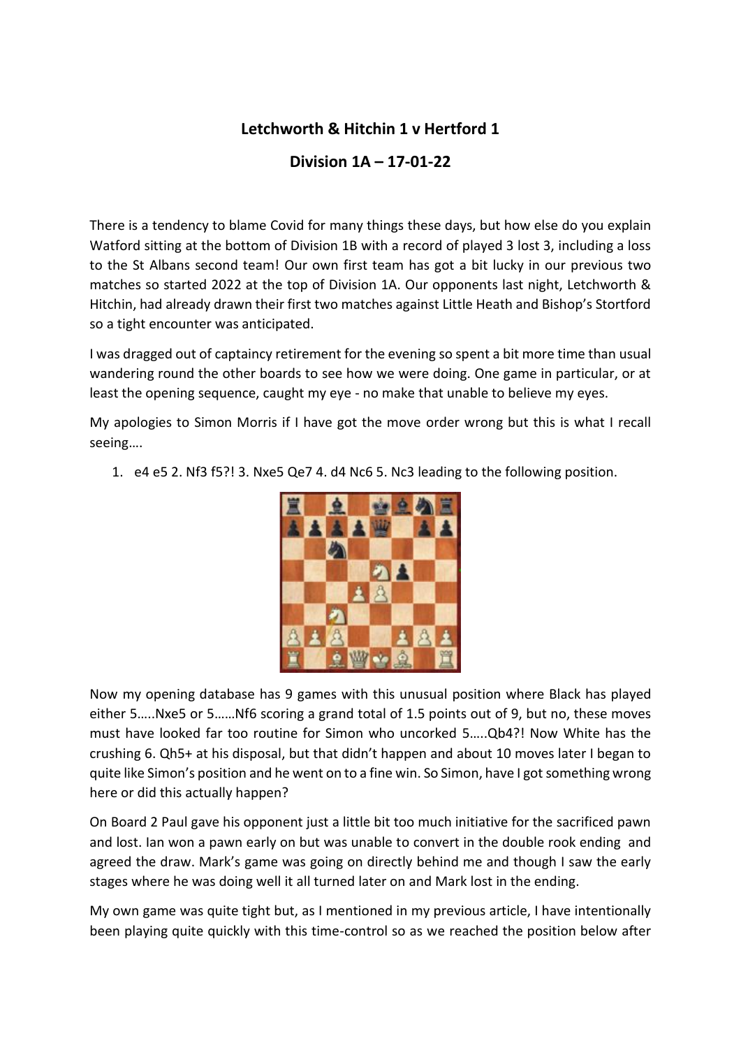## Letchworth & Hitchin 1 v Hertford 1

## Division 1A – 17-01-22

There is a tendency to blame Covid for many things these days, but how else do you explain Watford sitting at the bottom of Division 1B with a record of played 3 lost 3, including a loss to the St Albans second team! Our own first team has got a bit lucky in our previous two matches so started 2022 at the top of Division 1A. Our opponents last night, Letchworth & Hitchin, had already drawn their first two matches against Little Heath and Bishop's Stortford so a tight encounter was anticipated.

I was dragged out of captaincy retirement for the evening so spent a bit more time than usual wandering round the other boards to see how we were doing. One game in particular, or at least the opening sequence, caught my eye - no make that unable to believe my eyes.

My apologies to Simon Morris if I have got the move order wrong but this is what I recall seeing….

1. e4 e5 2. Nf3 f5?! 3. Nxe5 Qe7 4. d4 Nc6 5. Nc3 leading to the following position.

Now my opening database has 9 games with this unusual position where Black has played either 5…..Nxe5 or 5……Nf6 scoring a grand total of 1.5 points out of 9, but no, these moves must have looked far too routine for Simon who uncorked 5…..Qb4?! Now White has the crushing 6. Qh5+ at his disposal, but that didn't happen and about 10 moves later I began to quite like Simon's position and he went on to a fine win. So Simon, have I got something wrong here or did this actually happen?

On Board 2 Paul gave his opponent just a little bit too much initiative for the sacrificed pawn and lost. Ian won a pawn early on but was unable to convert in the double rook ending and agreed the draw. Mark's game was going on directly behind me and though I saw the early stages where he was doing well it all turned later on and Mark lost in the ending.

My own game was quite tight but, as I mentioned in my previous article, I have intentionally been playing quite quickly with this time-control so as we reached the position below after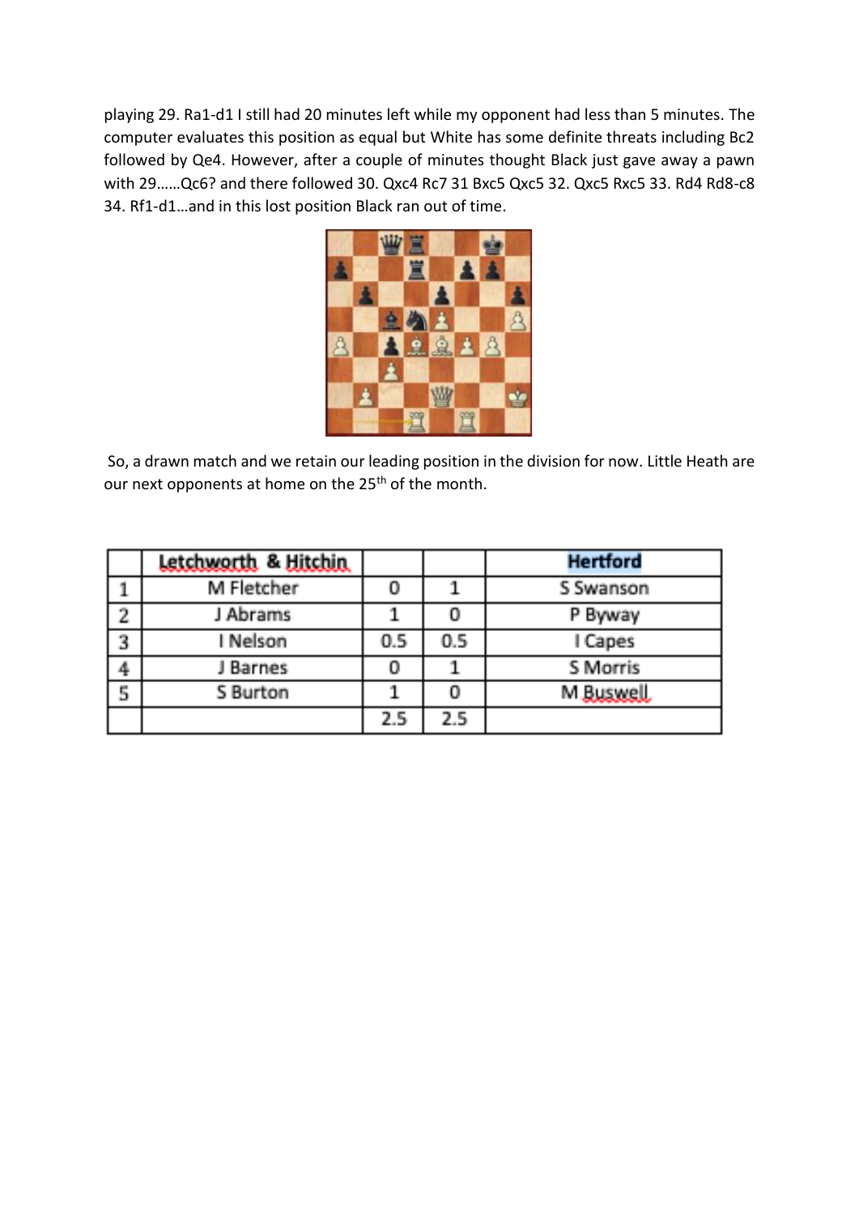playing 29. Ra1-d1 I still had 20 minutes left while my opponent had less than 5 minutes. The computer evaluates this position as equal but White has some definite threats including Bc2 followed by Qe4. However, after a couple of minutes thought Black just gave away a pawn with 29……Qc6? and there followed 30. Qxc4 Rc7 31 Bxc5 Qxc5 32. Qxc5 Rxc5 33. Rd4 Rd8-c8 34. Rf1-d1…and in this lost position Black ran out of time.

So, a drawn match and we retain our leading position in the division for now. Little Heath are our next opponents at home on the 25th of the month.

| | Letchworth & Hitchin | | | Hertford |
|---|---|---|---|---|
| 1 | M Fletcher | 0 | 1 | S Swanson |
| 2 | J Abrams | 1 | 0 | P Byway |
| 3 | I Nelson | 0.5 | 0.5 | I Capes |
| 4 | J Barnes | 0 | 1 | S Morris |
| 5 | S Burton | 1 | 0 | M Buswell |
| | | 2.5 | 2.5 | |